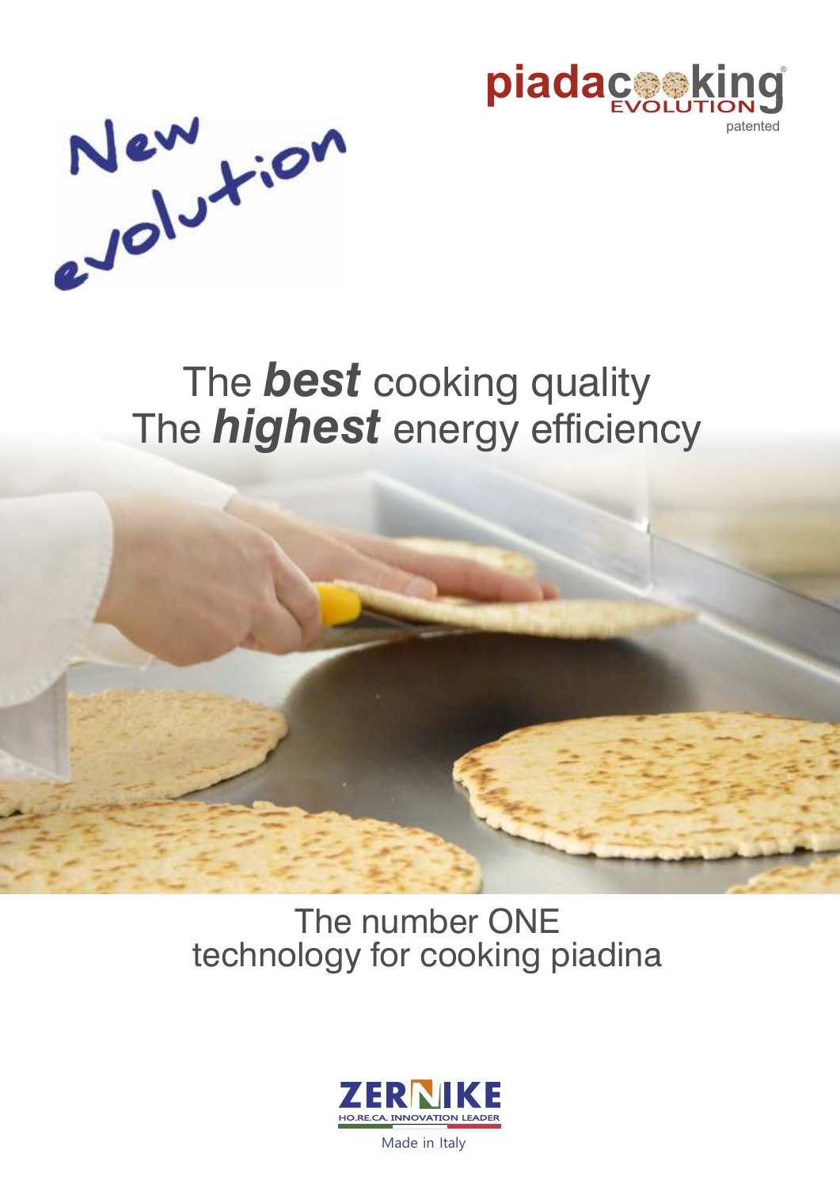piadacooking® EVOLUTION
patented

New evolution

# The ***best*** cooking quality
# The ***highest*** energy efficiency

The number ONE
technology for cooking piadina

ZERNIKE
HO.RE.CA. INNOVATION LEADER
Made in Italy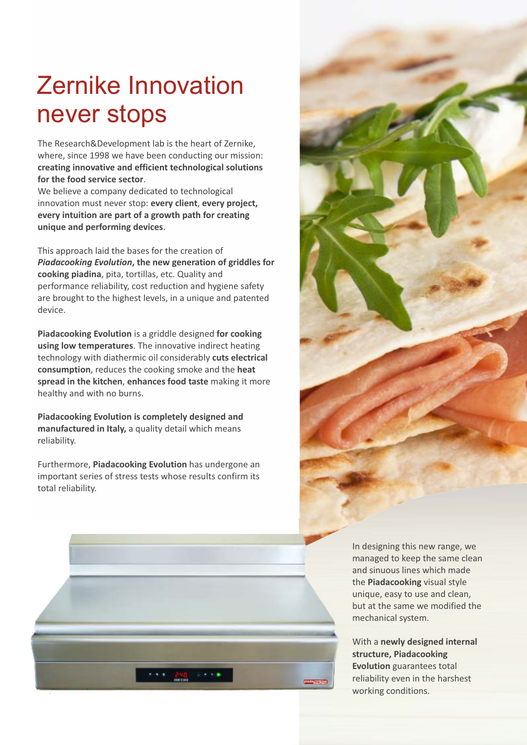# Zernike Innovation never stops

The Research&Development lab is the heart of Zernike, where, since 1998 we have been conducting our mission: **creating innovative and efficient technological solutions for the food service sector**.
We believe a company dedicated to technological innovation must never stop: **every client**, **every project, every intuition are part of a growth path for creating unique and performing devices**.

This approach laid the bases for the creation of ***Piadacooking Evolution*****, the new generation of griddles for cooking piadina**, pita, tortillas, etc. Quality and performance reliability, cost reduction and hygiene safety are brought to the highest levels, in a unique and patented device.

**Piadacooking Evolution** is a griddle designed **for cooking using low temperatures**. The innovative indirect heating technology with diathermic oil considerably **cuts electrical consumption**, reduces the cooking smoke and the **heat spread in the kitchen**, **enhances food taste** making it more healthy and with no burns.

**Piadacooking Evolution is completely designed and manufactured in Italy,** a quality detail which means reliability.

Furthermore, **Piadacooking Evolution** has undergone an important series of stress tests whose results confirm its total reliability.

In designing this new range, we managed to keep the same clean and sinuous lines which made the **Piadacooking** visual style unique, easy to use and clean, but at the same we modified the mechanical system.

With a **newly designed internal structure, Piadacooking Evolution** guarantees total reliability even in the harshest working conditions.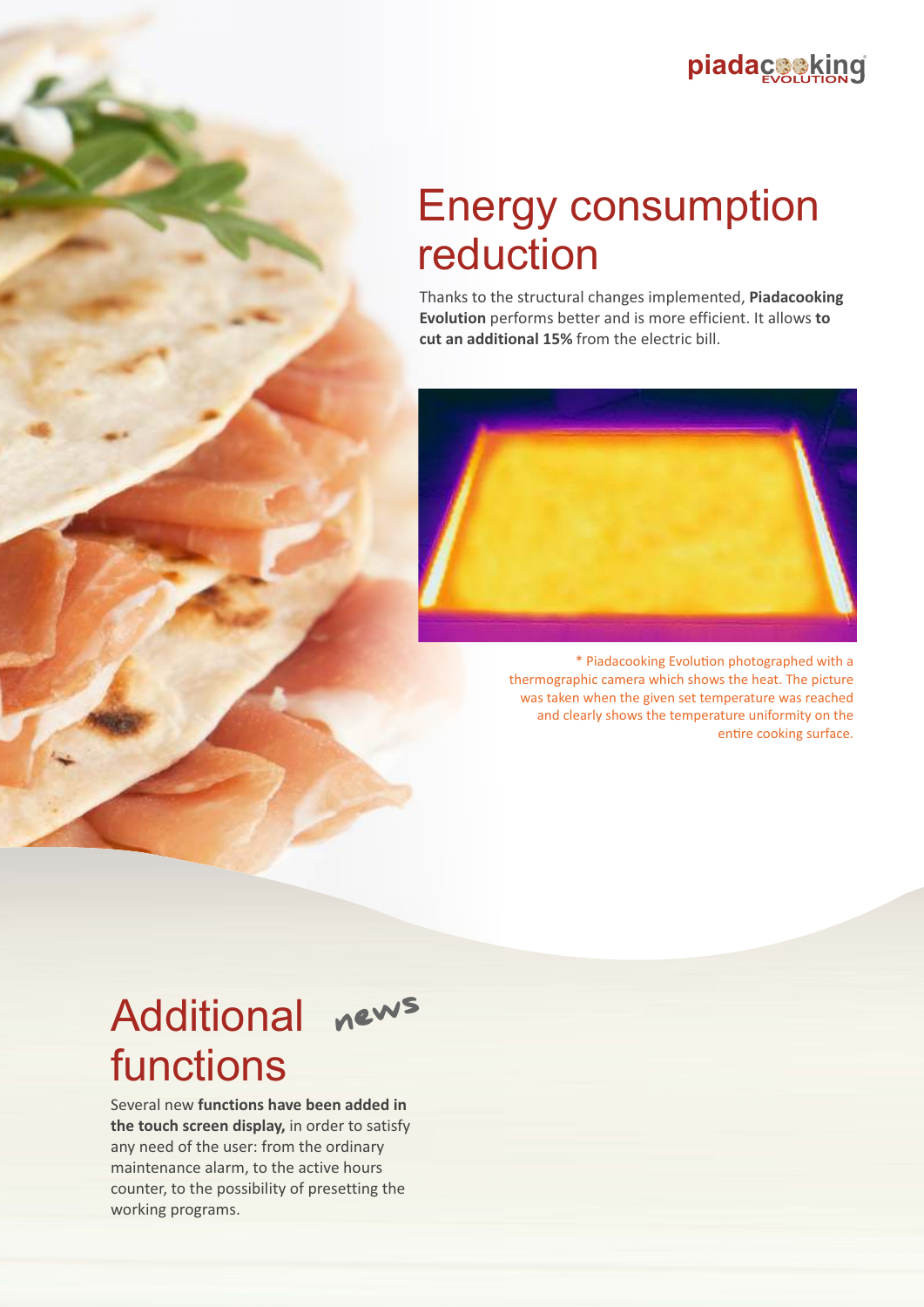# Energy consumption reduction

Thanks to the structural changes implemented, **Piadacooking Evolution** performs better and is more efficient. It allows **to cut an additional 15%** from the electric bill.

* Piadacooking Evolution photographed with a thermographic camera which shows the heat. The picture was taken when the given set temperature was reached and clearly shows the temperature uniformity on the entire cooking surface.

# Additional functions *news*

Several new **functions have been added in the touch screen display,** in order to satisfy any need of the user: from the ordinary maintenance alarm, to the active hours counter, to the possibility of presetting the working programs.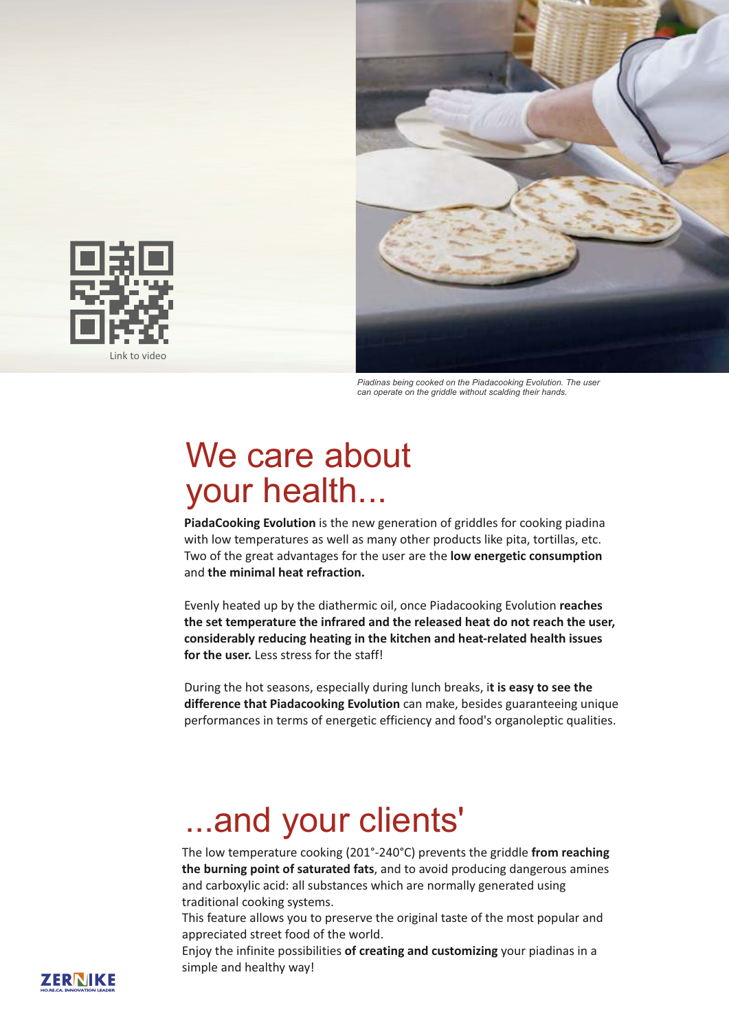Link to video

*Piadinas being cooked on the Piadacooking Evolution. The user can operate on the griddle without scalding their hands.*

# We care about your health...

**PiadaCooking Evolution** is the new generation of griddles for cooking piadina with low temperatures as well as many other products like pita, tortillas, etc. Two of the great advantages for the user are the **low energetic consumption** and **the minimal heat refraction.**

Evenly heated up by the diathermic oil, once Piadacooking Evolution **reaches the set temperature the infrared and the released heat do not reach the user, considerably reducing heating in the kitchen and heat-related health issues for the user.** Less stress for the staff!

During the hot seasons, especially during lunch breaks, i**t is easy to see the difference that Piadacooking Evolution** can make, besides guaranteeing unique performances in terms of energetic efficiency and food's organoleptic qualities.

# ...and your clients'

The low temperature cooking (201°-240°C) prevents the griddle **from reaching the burning point of saturated fats**, and to avoid producing dangerous amines and carboxylic acid: all substances which are normally generated using traditional cooking systems.
This feature allows you to preserve the original taste of the most popular and appreciated street food of the world.
Enjoy the infinite possibilities **of creating and customizing** your piadinas in a simple and healthy way!

ZERNIKE
HO.RE.CA. INNOVATION LEADER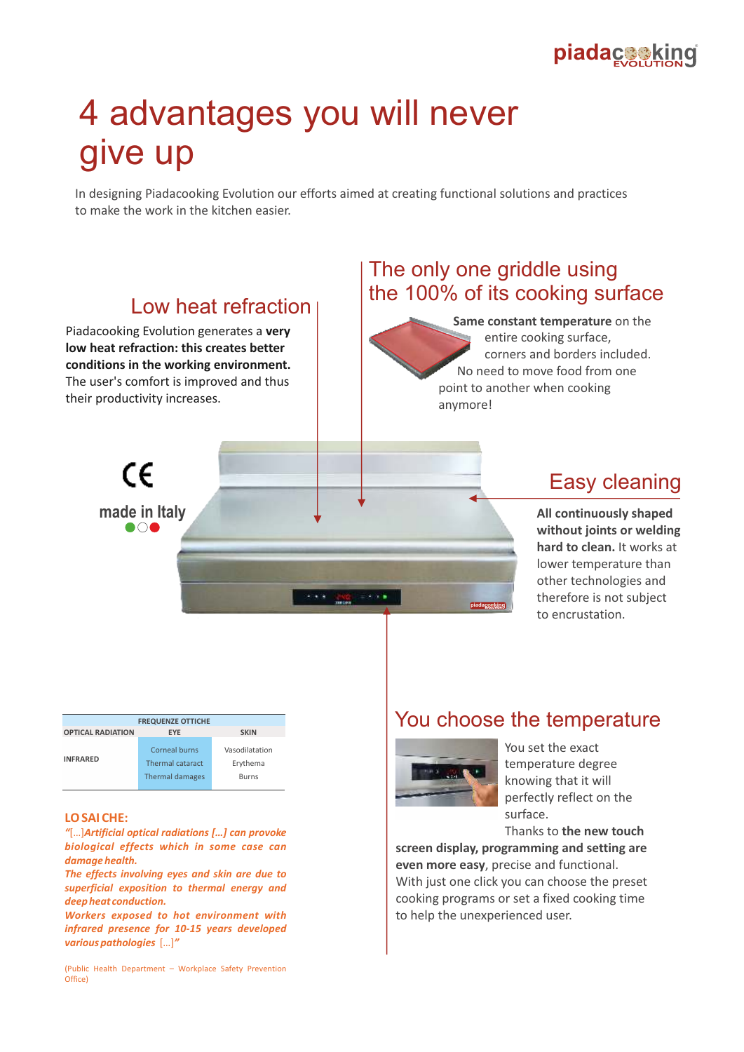# 4 advantages you will never give up

In designing Piadacooking Evolution our efforts aimed at creating functional solutions and practices to make the work in the kitchen easier.

## Low heat refraction

Piadacooking Evolution generates a **very low heat refraction: this creates better conditions in the working environment.** The user's comfort is improved and thus their productivity increases.

## The only one griddle using the 100% of its cooking surface

**Same constant temperature** on the entire cooking surface, corners and borders included. No need to move food from one point to another when cooking anymore!

CE

made in Italy

## Easy cleaning

**All continuously shaped without joints or welding hard to clean.** It works at lower temperature than other technologies and therefore is not subject to encrustation.

| FREQUENZE OTTICHE | | |
|---|---|---|
| OPTICAL RADIATION | EYE | SKIN |
| INFRARED | Corneal burns<br>Thermal cataract<br>Thermal damages | Vasodilatation<br>Erythema<br>Burns |

**LO SAI CHE:**

*"[...]Artificial optical radiations [...] can provoke biological effects which in some case can damage health.*
*The effects involving eyes and skin are due to superficial exposition to thermal energy and deep heat conduction.*
*Workers exposed to hot environment with infrared presence for 10-15 years developed various pathologies [...]"*

(Public Health Department – Workplace Safety Prevention Office)

## You choose the temperature

You set the exact temperature degree knowing that it will perfectly reflect on the surface.
Thanks to **the new touch screen display, programming and setting are even more easy**, precise and functional. With just one click you can choose the preset cooking programs or set a fixed cooking time to help the unexperienced user.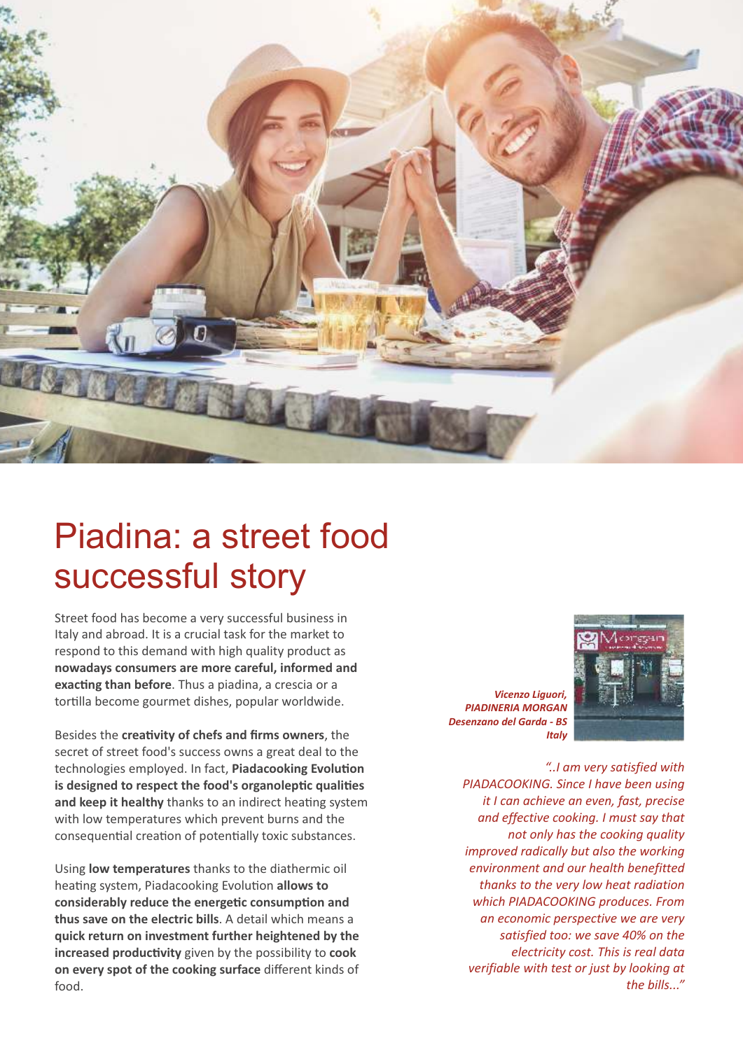# Piadina: a street food successful story

Street food has become a very successful business in Italy and abroad. It is a crucial task for the market to respond to this demand with high quality product as **nowadays consumers are more careful, informed and exacting than before**. Thus a piadina, a crescia or a tortilla become gourmet dishes, popular worldwide.

Besides the **creativity of chefs and firms owners**, the secret of street food's success owns a great deal to the technologies employed. In fact, **Piadacooking Evolution is designed to respect the food's organoleptic qualities and keep it healthy** thanks to an indirect heating system with low temperatures which prevent burns and the consequential creation of potentially toxic substances.

Using **low temperatures** thanks to the diathermic oil heating system, Piadacooking Evolution **allows to considerably reduce the energetic consumption and thus save on the electric bills**. A detail which means a **quick return on investment further heightened by the increased productivity** given by the possibility to **cook on every spot of the cooking surface** different kinds of food.

***Vicenzo Liguori, PIADINERIA MORGAN Desenzano del Garda - BS Italy***

*"..I am very satisfied with PIADACOOKING. Since I have been using it I can achieve an even, fast, precise and effective cooking. I must say that not only has the cooking quality improved radically but also the working environment and our health benefitted thanks to the very low heat radiation which PIADACOOKING produces. From an economic perspective we are very satisfied too: we save 40% on the electricity cost. This is real data verifiable with test or just by looking at the bills..."*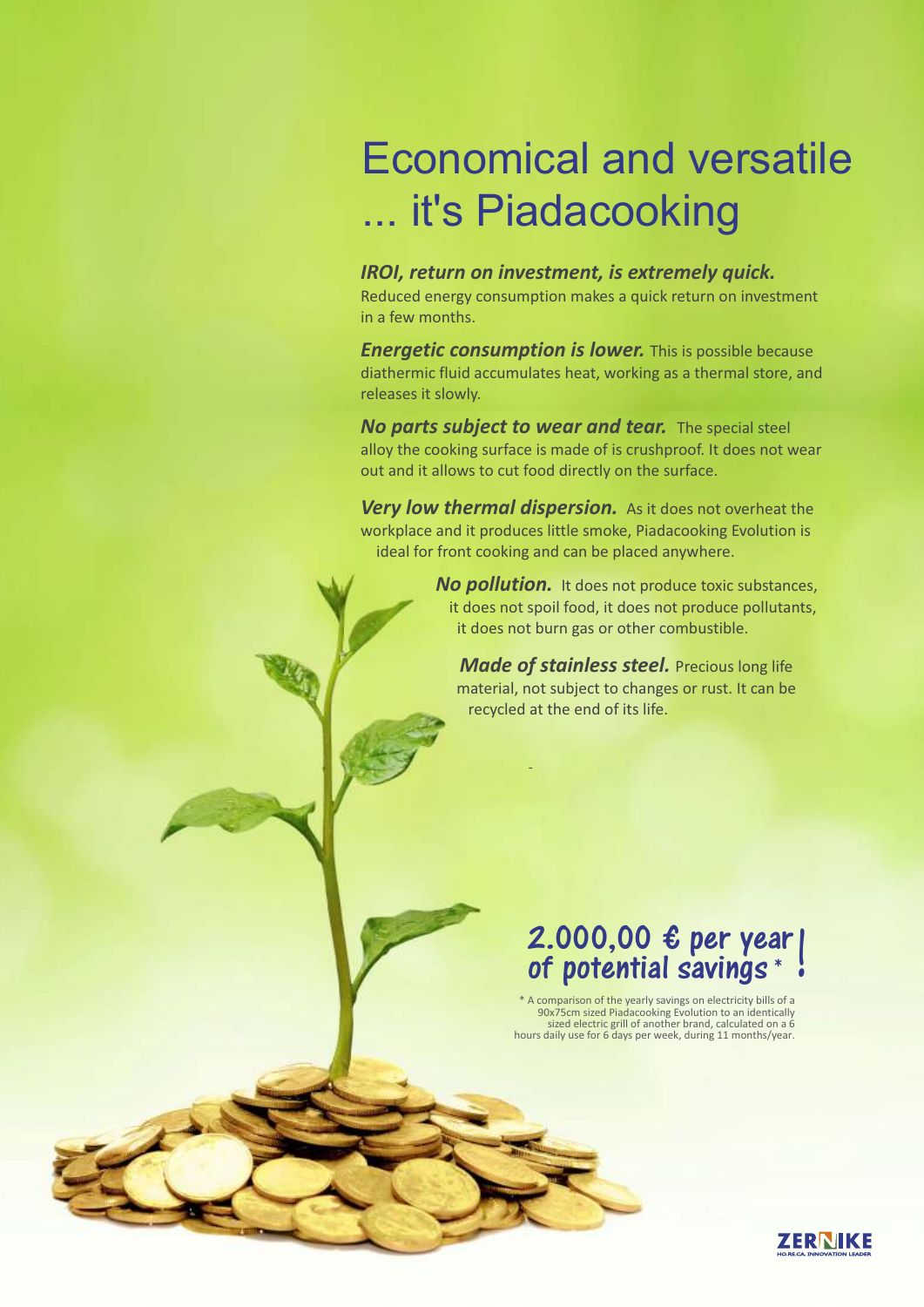# Economical and versatile ... it's Piadacooking

***IROI, return on investment, is extremely quick.*** Reduced energy consumption makes a quick return on investment in a few months.

***Energetic consumption is lower.*** This is possible because diathermic fluid accumulates heat, working as a thermal store, and releases it slowly.

***No parts subject to wear and tear.*** The special steel alloy the cooking surface is made of is crushproof. It does not wear out and it allows to cut food directly on the surface.

***Very low thermal dispersion.*** As it does not overheat the workplace and it produces little smoke, Piadacooking Evolution is ideal for front cooking and can be placed anywhere.

***No pollution.*** It does not produce toxic substances, it does not spoil food, it does not produce pollutants, it does not burn gas or other combustible.

***Made of stainless steel.*** Precious long life material, not subject to changes or rust. It can be recycled at the end of its life.

**2.000,00 € per year of potential savings * !**

* A comparison of the yearly savings on electricity bills of a 90x75cm sized Piadacooking Evolution to an identically sized electric grill of another brand, calculated on a 6 hours daily use for 6 days per week, during 11 months/year.

ZERNIKE
HO.RE.CA. INNOVATION LEADER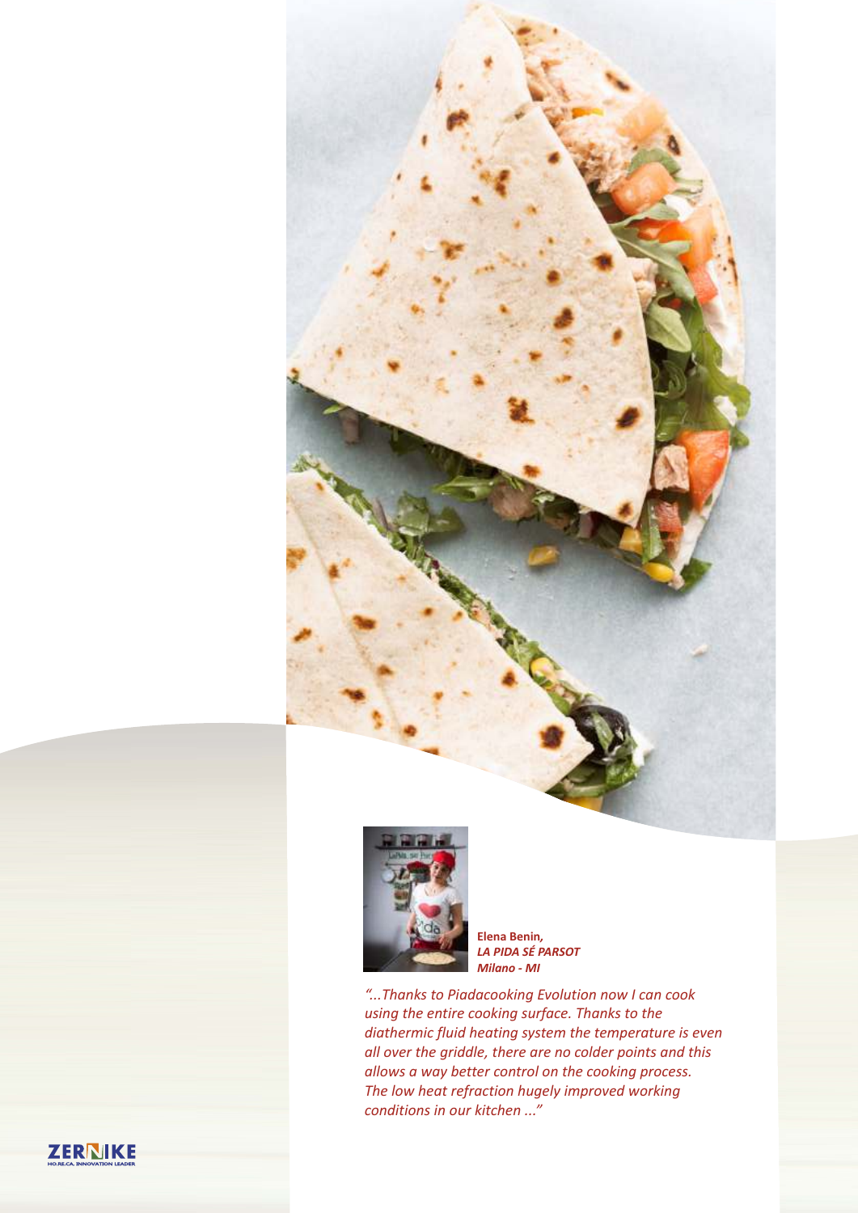**Elena Benin,**
***LA PIDA SÉ PARSOT***
***Milano - MI***

*"...Thanks to Piadacooking Evolution now I can cook using the entire cooking surface. Thanks to the diathermic fluid heating system the temperature is even all over the griddle, there are no colder points and this allows a way better control on the cooking process. The low heat refraction hugely improved working conditions in our kitchen ..."*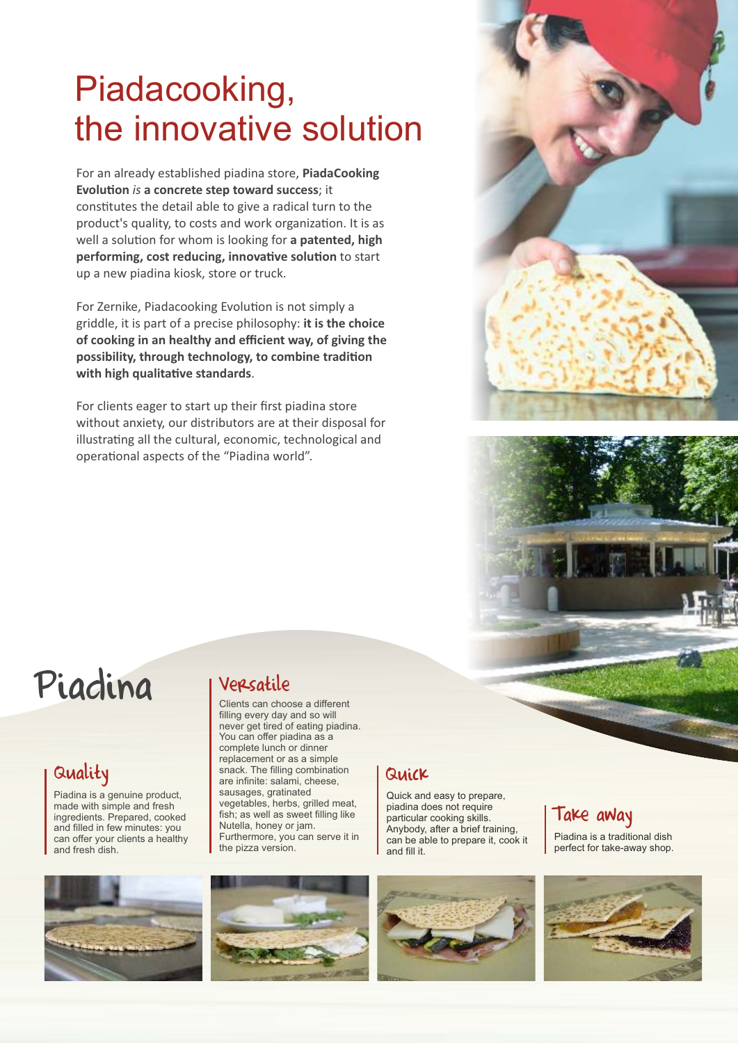# Piadacooking, the innovative solution

For an already established piadina store, **PiadaCooking Evolution** *is* **a concrete step toward success**; it constitutes the detail able to give a radical turn to the product's quality, to costs and work organization. It is as well a solution for whom is looking for **a patented, high performing, cost reducing, innovative solution** to start up a new piadina kiosk, store or truck.

For Zernike, Piadacooking Evolution is not simply a griddle, it is part of a precise philosophy: **it is the choice of cooking in an healthy and efficient way, of giving the possibility, through technology, to combine tradition with high qualitative standards**.

For clients eager to start up their first piadina store without anxiety, our distributors are at their disposal for illustrating all the cultural, economic, technological and operational aspects of the "Piadina world".

## Piadina

### Quality

Piadina is a genuine product, made with simple and fresh ingredients. Prepared, cooked and filled in few minutes: you can offer your clients a healthy and fresh dish.

### Versatile

Clients can choose a different filling every day and so will never get tired of eating piadina. You can offer piadina as a complete lunch or dinner replacement or as a simple snack. The filling combination are infinite: salami, cheese, sausages, gratinated vegetables, herbs, grilled meat, fish; as well as sweet filling like Nutella, honey or jam. Furthermore, you can serve it in the pizza version.

### Quick

Quick and easy to prepare, piadina does not require particular cooking skills. Anybody, after a brief training, can be able to prepare it, cook it and fill it.

### Take away

Piadina is a traditional dish perfect for take-away shop.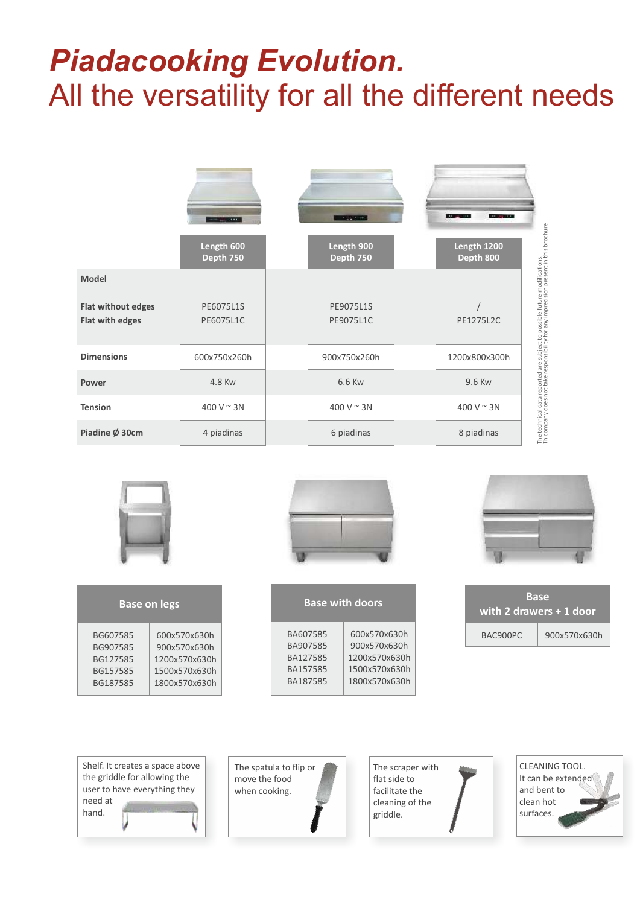# *Piadacooking Evolution.*

## All the versatility for all the different needs

| | Length 600 Depth 750 | Length 900 Depth 750 | Length 1200 Depth 800 |
|---|---|---|---|
| **Model** | | | |
| **Flat without edges** | PE6075L1S | PE9075L1S | / |
| **Flat with edges** | PE6075L1C | PE9075L1C | PE1275L2C |
| **Dimensions** | 600x750x260h | 900x750x260h | 1200x800x300h |
| **Power** | 4.8 Kw | 6.6 Kw | 9.6 Kw |
| **Tension** | 400 V ~ 3N | 400 V ~ 3N | 400 V ~ 3N |
| **Piadine Ø 30cm** | 4 piadinas | 6 piadinas | 8 piadinas |

The technical data reported are subject to possible future modifications.
Th company does not take responsibility for any imprecision present in this brochure

| Base on legs | |
|---|---|
| BG607585 | 600x570x630h |
| BG907585 | 900x570x630h |
| BG127585 | 1200x570x630h |
| BG157585 | 1500x570x630h |
| BG187585 | 1800x570x630h |

| Base with doors | |
|---|---|
| BA607585 | 600x570x630h |
| BA907585 | 900x570x630h |
| BA127585 | 1200x570x630h |
| BA157585 | 1500x570x630h |
| BA187585 | 1800x570x630h |

| Base with 2 drawers + 1 door | |
|---|---|
| BAC900PC | 900x570x630h |

Shelf. It creates a space above the griddle for allowing the user to have everything they need at hand.

The spatula to flip or move the food when cooking.

The scraper with flat side to facilitate the cleaning of the griddle.

CLEANING TOOL. It can be extended and bent to clean hot surfaces.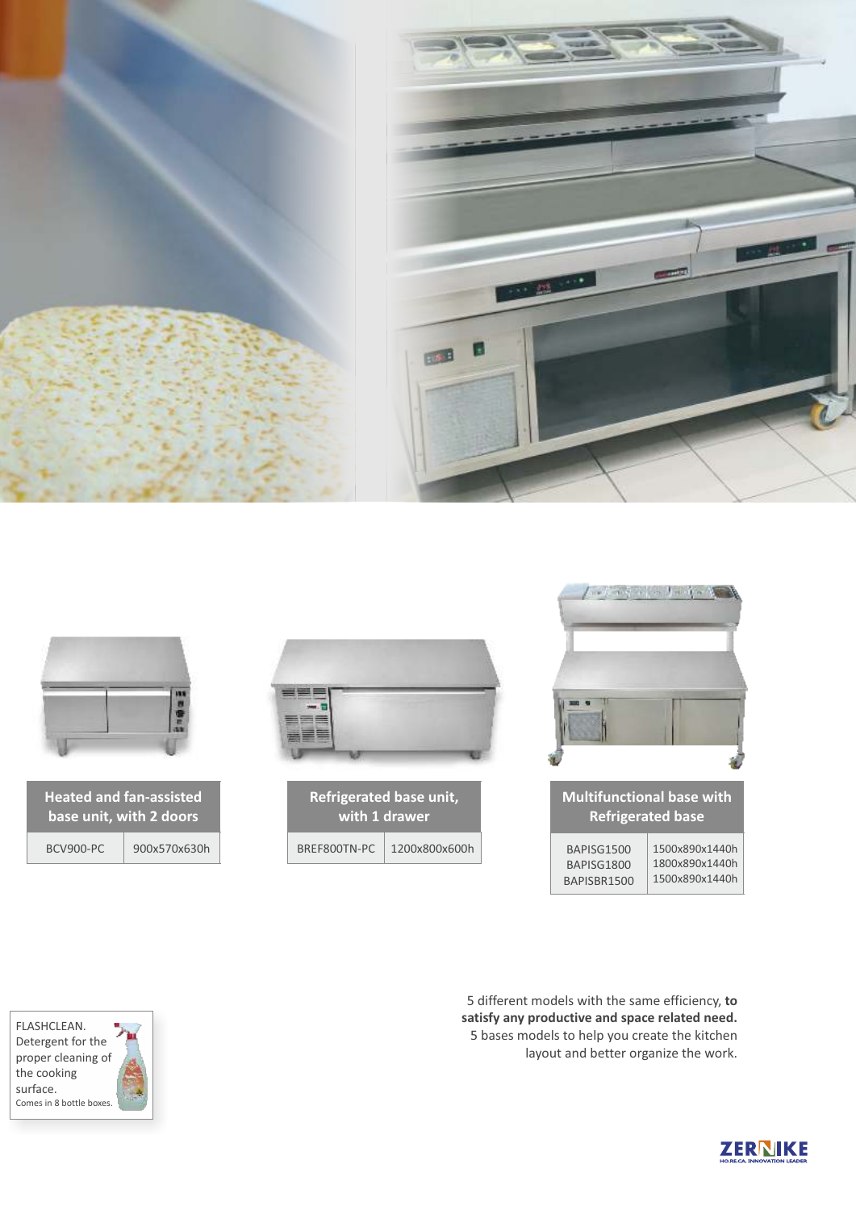| Heated and fan-assisted base unit, with 2 doors | |
| --- | --- |
| BCV900-PC | 900x570x630h |

| Refrigerated base unit, with 1 drawer | |
| --- | --- |
| BREF800TN-PC | 1200x800x600h |

| Multifunctional base with Refrigerated base | |
| --- | --- |
| BAPISG1500 | 1500x890x1440h |
| BAPISG1800 | 1800x890x1440h |
| BAPISBR1500 | 1500x890x1440h |

FLASHCLEAN.
Detergent for the proper cleaning of the cooking surface.
Comes in 8 bottle boxes.

5 different models with the same efficiency, **to satisfy any productive and space related need.**
5 bases models to help you create the kitchen layout and better organize the work.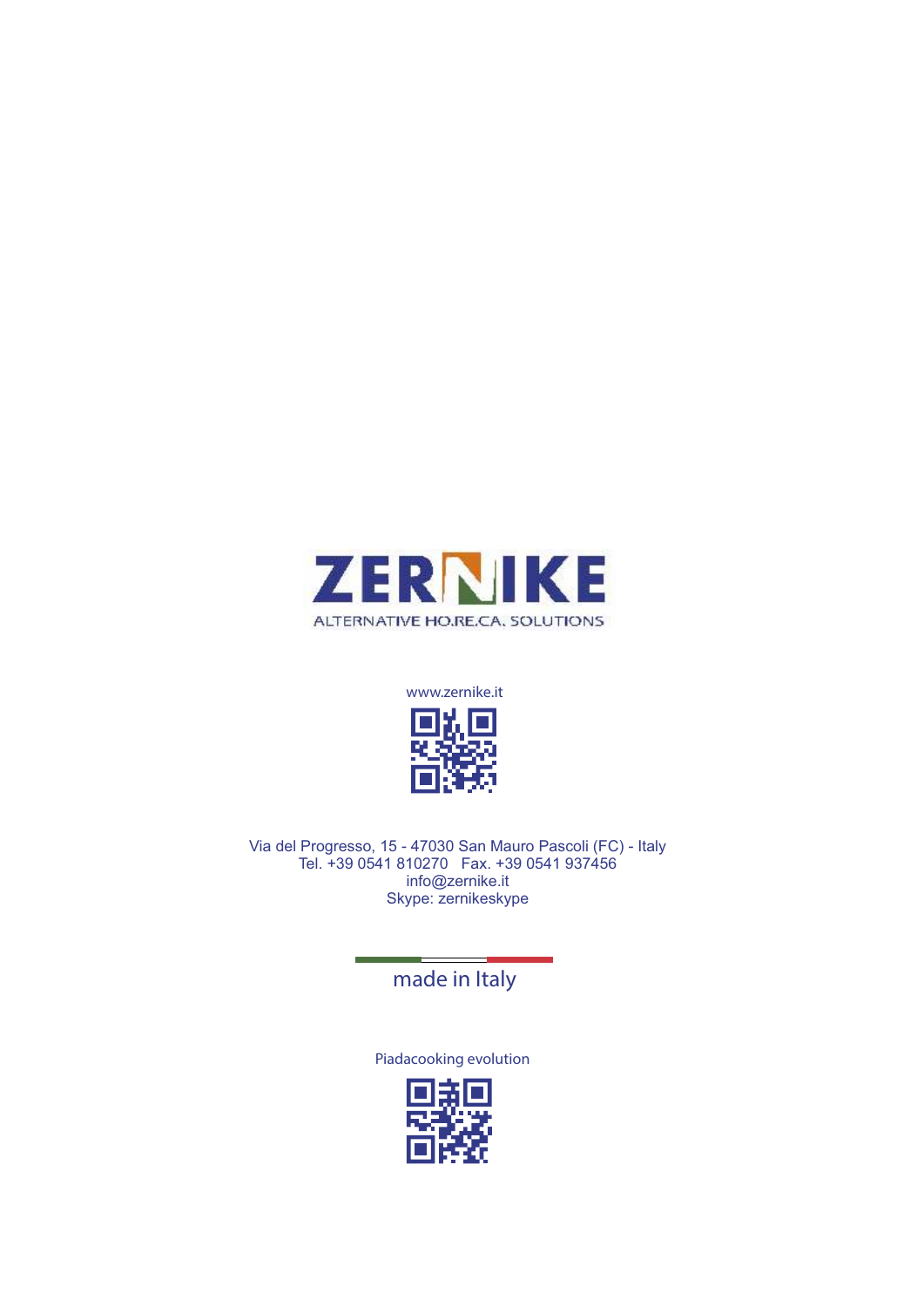ZERNIKE

ALTERNATIVE HO.RE.CA. SOLUTIONS

www.zernike.it

Via del Progresso, 15 - 47030 San Mauro Pascoli (FC) - Italy
Tel. +39 0541 810270   Fax. +39 0541 937456
info@zernike.it
Skype: zernikeskype

made in Italy

Piadacooking evolution